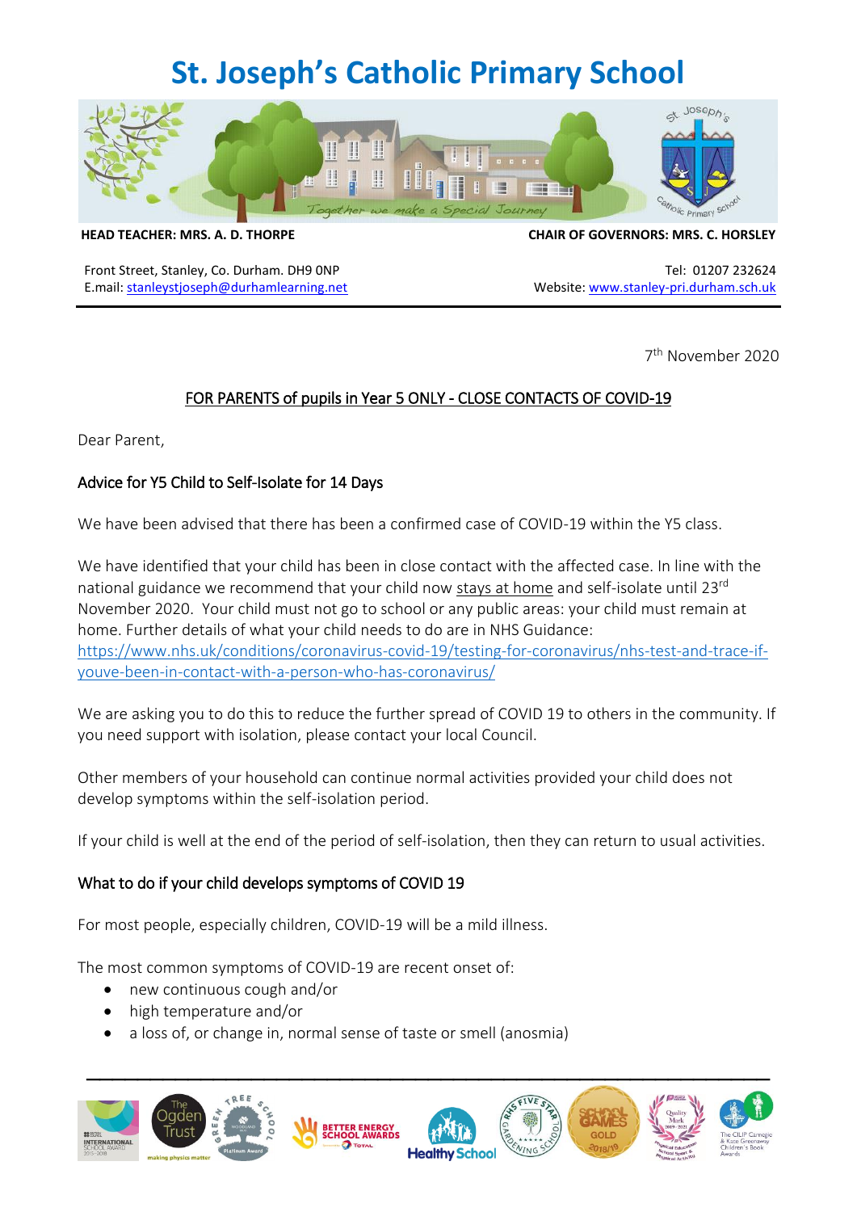# St. Joseph's Catholic Primary School

**HEAD TEACHER: MRS. A. D. THORPE** | **CHAIR OF GOVERNORS: MRS. C. HORSLEY**

Front Street, Stanley, Co. Durham. DH9 0NP
E.mail: stanleystjoseph@durhamlearning.net

Tel: 01207 232624
Website: www.stanley-pri.durham.sch.uk

7th November 2020

## FOR PARENTS of pupils in Year 5 ONLY - CLOSE CONTACTS OF COVID-19

Dear Parent,

### Advice for Y5 Child to Self-Isolate for 14 Days

We have been advised that there has been a confirmed case of COVID-19 within the Y5 class.

We have identified that your child has been in close contact with the affected case. In line with the national guidance we recommend that your child now stays at home and self-isolate until 23rd November 2020. Your child must not go to school or any public areas: your child must remain at home. Further details of what your child needs to do are in NHS Guidance: https://www.nhs.uk/conditions/coronavirus-covid-19/testing-for-coronavirus/nhs-test-and-trace-if-youve-been-in-contact-with-a-person-who-has-coronavirus/

We are asking you to do this to reduce the further spread of COVID 19 to others in the community. If you need support with isolation, please contact your local Council.

Other members of your household can continue normal activities provided your child does not develop symptoms within the self-isolation period.

If your child is well at the end of the period of self-isolation, then they can return to usual activities.

### What to do if your child develops symptoms of COVID 19

For most people, especially children, COVID-19 will be a mild illness.

The most common symptoms of COVID-19 are recent onset of:

- new continuous cough and/or
- high temperature and/or
- a loss of, or change in, normal sense of taste or smell (anosmia)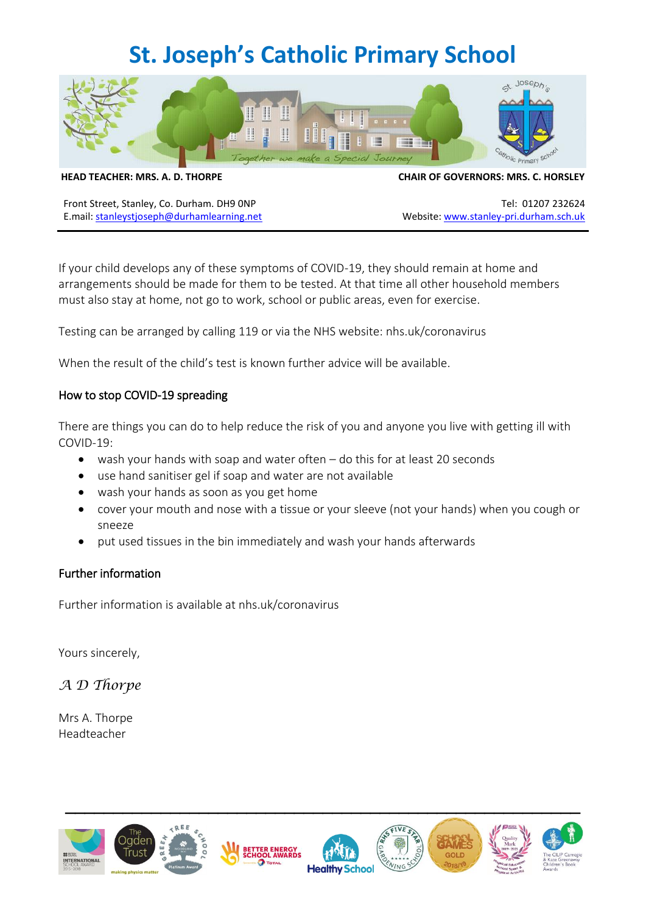# St. Joseph's Catholic Primary School

**HEAD TEACHER: MRS. A. D. THORPE**

**CHAIR OF GOVERNORS: MRS. C. HORSLEY**

Front Street, Stanley, Co. Durham. DH9 0NP
E.mail: stanleystjoseph@durhamlearning.net

Tel: 01207 232624
Website: www.stanley-pri.durham.sch.uk

---

If your child develops any of these symptoms of COVID-19, they should remain at home and arrangements should be made for them to be tested. At that time all other household members must also stay at home, not go to work, school or public areas, even for exercise.

Testing can be arranged by calling 119 or via the NHS website: nhs.uk/coronavirus

When the result of the child's test is known further advice will be available.

## How to stop COVID-19 spreading

There are things you can do to help reduce the risk of you and anyone you live with getting ill with COVID-19:

- wash your hands with soap and water often – do this for at least 20 seconds
- use hand sanitiser gel if soap and water are not available
- wash your hands as soon as you get home
- cover your mouth and nose with a tissue or your sleeve (not your hands) when you cough or sneeze
- put used tissues in the bin immediately and wash your hands afterwards

## Further information

Further information is available at nhs.uk/coronavirus

Yours sincerely,

*A D Thorpe*

Mrs A. Thorpe
Headteacher